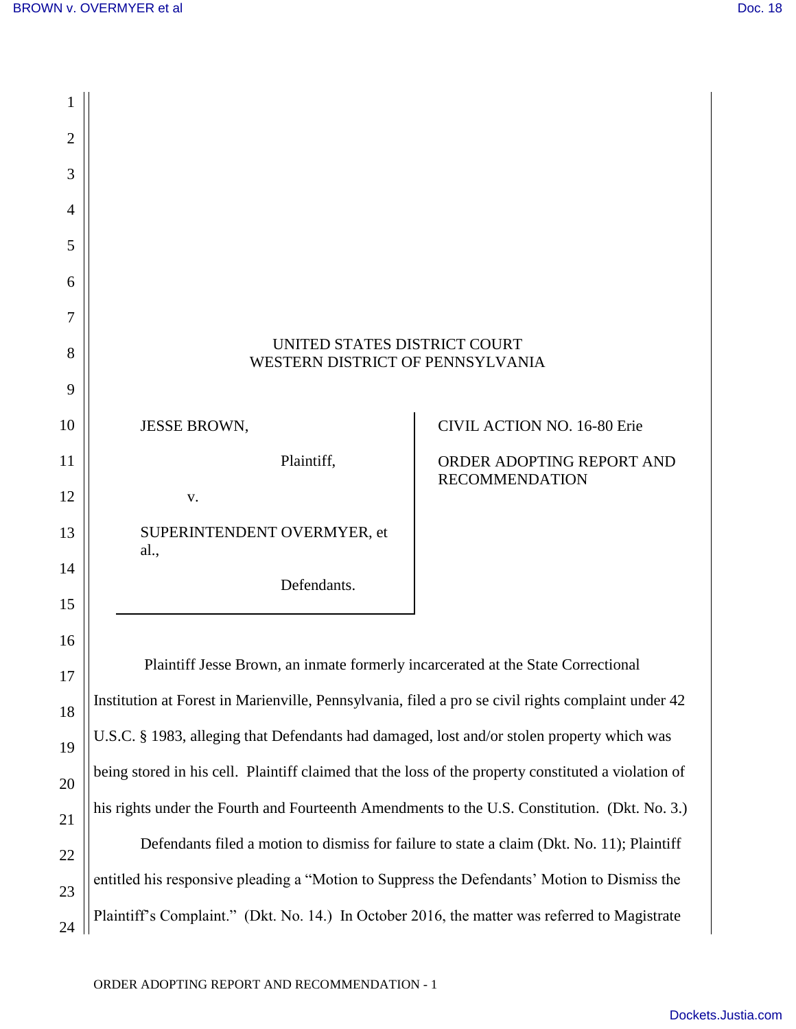UNITED STATES DISTRICT COURT
WESTERN DISTRICT OF PENNSYLVANIA

| | |
|---|---|
| JESSE BROWN,<br><br>Plaintiff,<br><br>v.<br><br>SUPERINTENDENT OVERMYER, et al.,<br><br>Defendants. | CIVIL ACTION NO. 16-80 Erie<br><br>ORDER ADOPTING REPORT AND RECOMMENDATION |

Plaintiff Jesse Brown, an inmate formerly incarcerated at the State Correctional Institution at Forest in Marienville, Pennsylvania, filed a pro se civil rights complaint under 42 U.S.C. § 1983, alleging that Defendants had damaged, lost and/or stolen property which was being stored in his cell. Plaintiff claimed that the loss of the property constituted a violation of his rights under the Fourth and Fourteenth Amendments to the U.S. Constitution. (Dkt. No. 3.)

Defendants filed a motion to dismiss for failure to state a claim (Dkt. No. 11); Plaintiff entitled his responsive pleading a "Motion to Suppress the Defendants' Motion to Dismiss the Plaintiff's Complaint." (Dkt. No. 14.) In October 2016, the matter was referred to Magistrate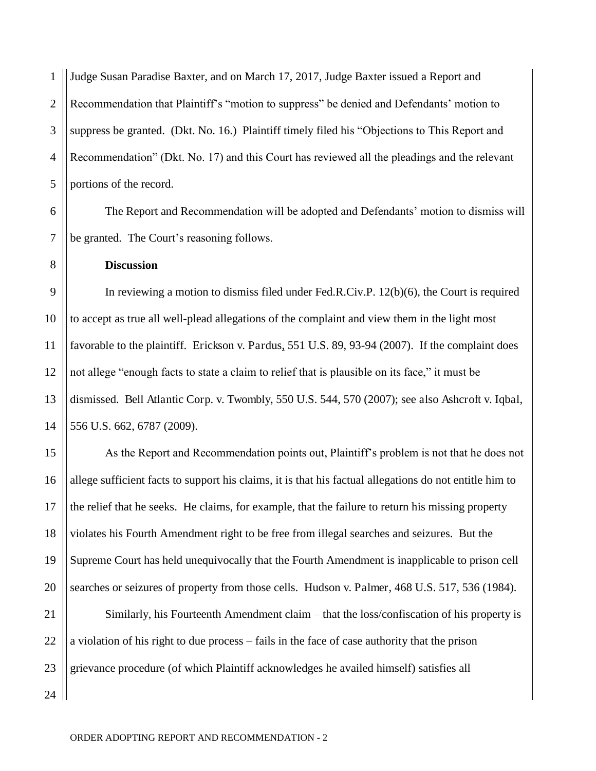Judge Susan Paradise Baxter, and on March 17, 2017, Judge Baxter issued a Report and Recommendation that Plaintiff's "motion to suppress" be denied and Defendants' motion to suppress be granted. (Dkt. No. 16.) Plaintiff timely filed his "Objections to This Report and Recommendation" (Dkt. No. 17) and this Court has reviewed all the pleadings and the relevant portions of the record.

The Report and Recommendation will be adopted and Defendants' motion to dismiss will be granted. The Court's reasoning follows.

**Discussion**

In reviewing a motion to dismiss filed under Fed.R.Civ.P. 12(b)(6), the Court is required to accept as true all well-plead allegations of the complaint and view them in the light most favorable to the plaintiff. Erickson v. Pardus, 551 U.S. 89, 93-94 (2007). If the complaint does not allege "enough facts to state a claim to relief that is plausible on its face," it must be dismissed. Bell Atlantic Corp. v. Twombly, 550 U.S. 544, 570 (2007); see also Ashcroft v. Iqbal, 556 U.S. 662, 6787 (2009).

As the Report and Recommendation points out, Plaintiff's problem is not that he does not allege sufficient facts to support his claims, it is that his factual allegations do not entitle him to the relief that he seeks. He claims, for example, that the failure to return his missing property violates his Fourth Amendment right to be free from illegal searches and seizures. But the Supreme Court has held unequivocally that the Fourth Amendment is inapplicable to prison cell searches or seizures of property from those cells. Hudson v. Palmer, 468 U.S. 517, 536 (1984).

Similarly, his Fourteenth Amendment claim – that the loss/confiscation of his property is a violation of his right to due process – fails in the face of case authority that the prison grievance procedure (of which Plaintiff acknowledges he availed himself) satisfies all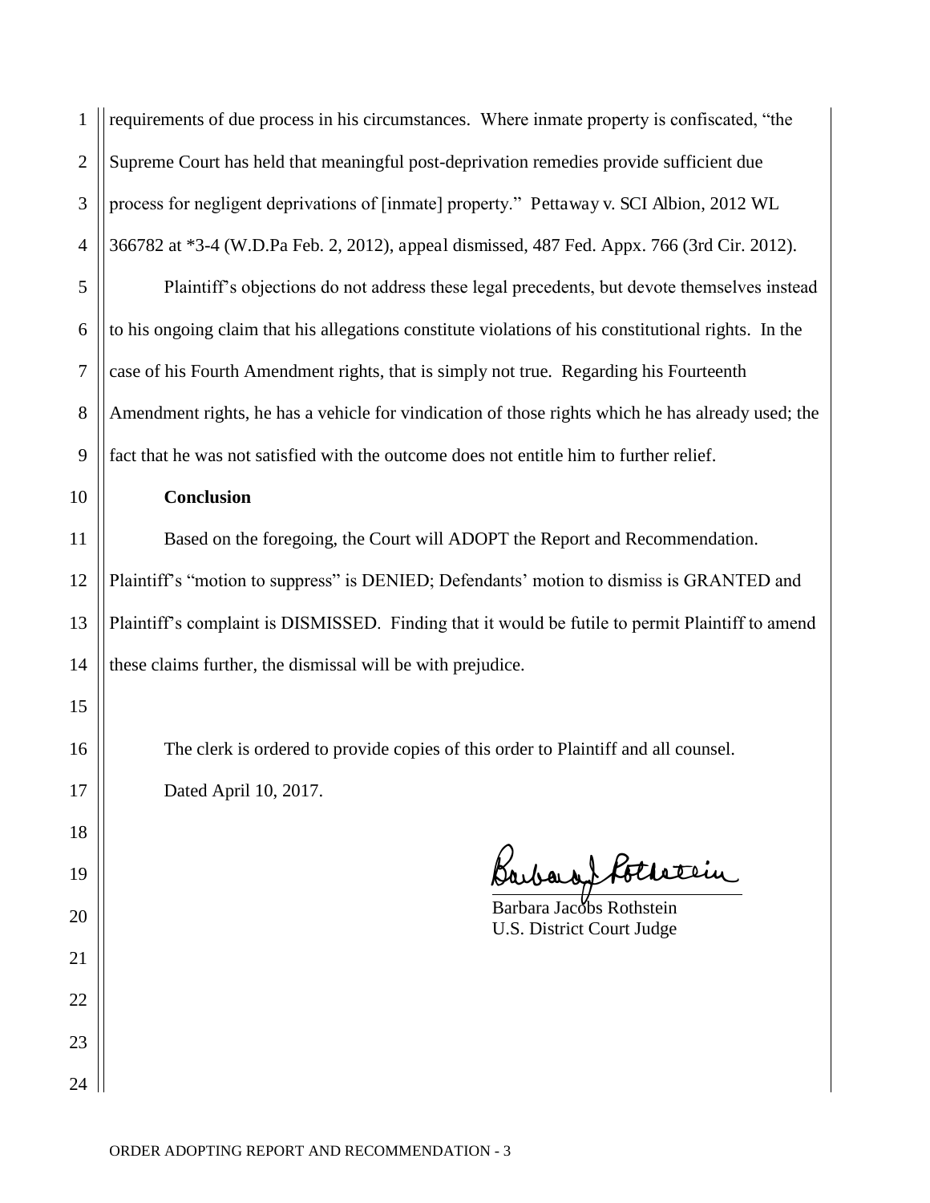requirements of due process in his circumstances. Where inmate property is confiscated, "the Supreme Court has held that meaningful post-deprivation remedies provide sufficient due process for negligent deprivations of [inmate] property." Pettaway v. SCI Albion, 2012 WL 366782 at *3-4 (W.D.Pa Feb. 2, 2012), appeal dismissed, 487 Fed. Appx. 766 (3rd Cir. 2012).

Plaintiff's objections do not address these legal precedents, but devote themselves instead to his ongoing claim that his allegations constitute violations of his constitutional rights. In the case of his Fourth Amendment rights, that is simply not true. Regarding his Fourteenth Amendment rights, he has a vehicle for vindication of those rights which he has already used; the fact that he was not satisfied with the outcome does not entitle him to further relief.

**Conclusion**

Based on the foregoing, the Court will ADOPT the Report and Recommendation. Plaintiff's "motion to suppress" is DENIED; Defendants' motion to dismiss is GRANTED and Plaintiff's complaint is DISMISSED. Finding that it would be futile to permit Plaintiff to amend these claims further, the dismissal will be with prejudice.

The clerk is ordered to provide copies of this order to Plaintiff and all counsel.

Dated April 10, 2017.

Barbara Jacobs Rothstein
U.S. District Court Judge